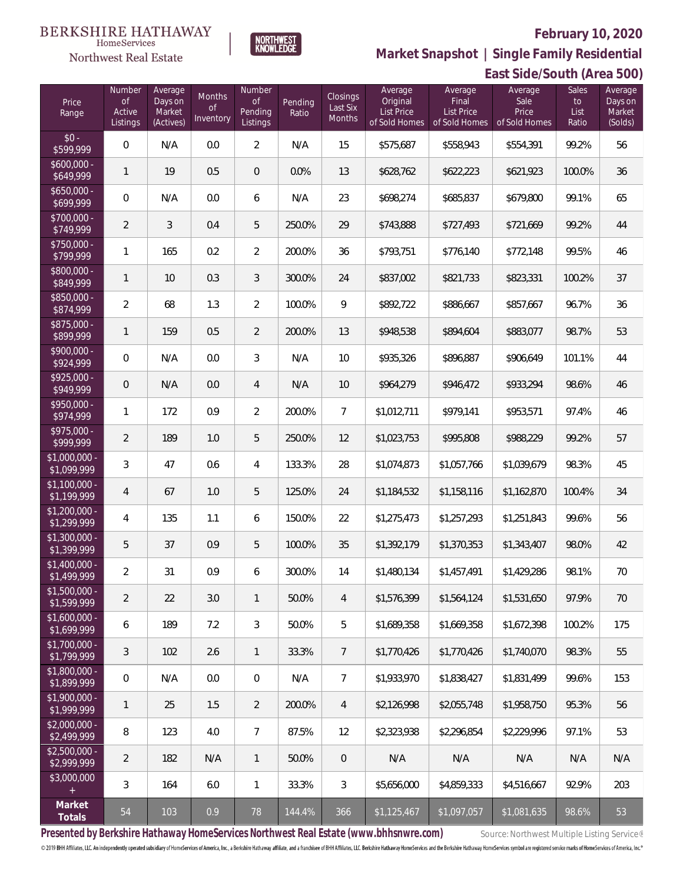BERKSHIRE HATHAWAY HomeServices Northwest Real Estate

NORTHWEST KNOWLEDGE

# February 10, 2020

## Market Snapshot | Single Family Residential

### East Side/South (Area 500)

| Price Range | Number of Active Listings | Average Days on Market (Actives) | Months of Inventory | Number of Pending Listings | Pending Ratio | Closings Last Six Months | Average Original List Price of Sold Homes | Average Final List Price of Sold Homes | Average Sale Price of Sold Homes | Sales to List Ratio | Average Days on Market (Solds) |
|---|---|---|---|---|---|---|---|---|---|---|---|
| $0 - $599,999 | 0 | N/A | 0.0 | 2 | N/A | 15 | $575,687 | $558,943 | $554,391 | 99.2% | 56 |
| $600,000 - $649,999 | 1 | 19 | 0.5 | 0 | 0.0% | 13 | $628,762 | $622,223 | $621,923 | 100.0% | 36 |
| $650,000 - $699,999 | 0 | N/A | 0.0 | 6 | N/A | 23 | $698,274 | $685,837 | $679,800 | 99.1% | 65 |
| $700,000 - $749,999 | 2 | 3 | 0.4 | 5 | 250.0% | 29 | $743,888 | $727,493 | $721,669 | 99.2% | 44 |
| $750,000 - $799,999 | 1 | 165 | 0.2 | 2 | 200.0% | 36 | $793,751 | $776,140 | $772,148 | 99.5% | 46 |
| $800,000 - $849,999 | 1 | 10 | 0.3 | 3 | 300.0% | 24 | $837,002 | $821,733 | $823,331 | 100.2% | 37 |
| $850,000 - $874,999 | 2 | 68 | 1.3 | 2 | 100.0% | 9 | $892,722 | $886,667 | $857,667 | 96.7% | 36 |
| $875,000 - $899,999 | 1 | 159 | 0.5 | 2 | 200.0% | 13 | $948,538 | $894,604 | $883,077 | 98.7% | 53 |
| $900,000 - $924,999 | 0 | N/A | 0.0 | 3 | N/A | 10 | $935,326 | $896,887 | $906,649 | 101.1% | 44 |
| $925,000 - $949,999 | 0 | N/A | 0.0 | 4 | N/A | 10 | $964,279 | $946,472 | $933,294 | 98.6% | 46 |
| $950,000 - $974,999 | 1 | 172 | 0.9 | 2 | 200.0% | 7 | $1,012,711 | $979,141 | $953,571 | 97.4% | 46 |
| $975,000 - $999,999 | 2 | 189 | 1.0 | 5 | 250.0% | 12 | $1,023,753 | $995,808 | $988,229 | 99.2% | 57 |
| $1,000,000 - $1,099,999 | 3 | 47 | 0.6 | 4 | 133.3% | 28 | $1,074,873 | $1,057,766 | $1,039,679 | 98.3% | 45 |
| $1,100,000 - $1,199,999 | 4 | 67 | 1.0 | 5 | 125.0% | 24 | $1,184,532 | $1,158,116 | $1,162,870 | 100.4% | 34 |
| $1,200,000 - $1,299,999 | 4 | 135 | 1.1 | 6 | 150.0% | 22 | $1,275,473 | $1,257,293 | $1,251,843 | 99.6% | 56 |
| $1,300,000 - $1,399,999 | 5 | 37 | 0.9 | 5 | 100.0% | 35 | $1,392,179 | $1,370,353 | $1,343,407 | 98.0% | 42 |
| $1,400,000 - $1,499,999 | 2 | 31 | 0.9 | 6 | 300.0% | 14 | $1,480,134 | $1,457,491 | $1,429,286 | 98.1% | 70 |
| $1,500,000 - $1,599,999 | 2 | 22 | 3.0 | 1 | 50.0% | 4 | $1,576,399 | $1,564,124 | $1,531,650 | 97.9% | 70 |
| $1,600,000 - $1,699,999 | 6 | 189 | 7.2 | 3 | 50.0% | 5 | $1,689,358 | $1,669,358 | $1,672,398 | 100.2% | 175 |
| $1,700,000 - $1,799,999 | 3 | 102 | 2.6 | 1 | 33.3% | 7 | $1,770,426 | $1,770,426 | $1,740,070 | 98.3% | 55 |
| $1,800,000 - $1,899,999 | 0 | N/A | 0.0 | 0 | N/A | 7 | $1,933,970 | $1,838,427 | $1,831,499 | 99.6% | 153 |
| $1,900,000 - $1,999,999 | 1 | 25 | 1.5 | 2 | 200.0% | 4 | $2,126,998 | $2,055,748 | $1,958,750 | 95.3% | 56 |
| $2,000,000 - $2,499,999 | 8 | 123 | 4.0 | 7 | 87.5% | 12 | $2,323,938 | $2,296,854 | $2,229,996 | 97.1% | 53 |
| $2,500,000 - $2,999,999 | 2 | 182 | N/A | 1 | 50.0% | 0 | N/A | N/A | N/A | N/A | N/A |
| $3,000,000 + | 3 | 164 | 6.0 | 1 | 33.3% | 3 | $5,656,000 | $4,859,333 | $4,516,667 | 92.9% | 203 |
| **Market Totals** | 54 | 103 | 0.9 | 78 | 144.4% | 366 | $1,125,467 | $1,097,057 | $1,081,635 | 98.6% | 53 |

**Presented by Berkshire Hathaway HomeServices Northwest Real Estate (www.bhhsnwre.com)**

Source: Northwest Multiple Listing Service®

© 2019 BHH Affiliates, LLC. An independently operated subsidiary of HomeServices of America, Inc., a Berkshire Hathaway affiliate, and a franchisee of BHH Affiliates, LLC. Berkshire Hathaway HomeServices and the Berkshire Hathaway HomeServices symbol are registered service marks of HomeServices of America, Inc.®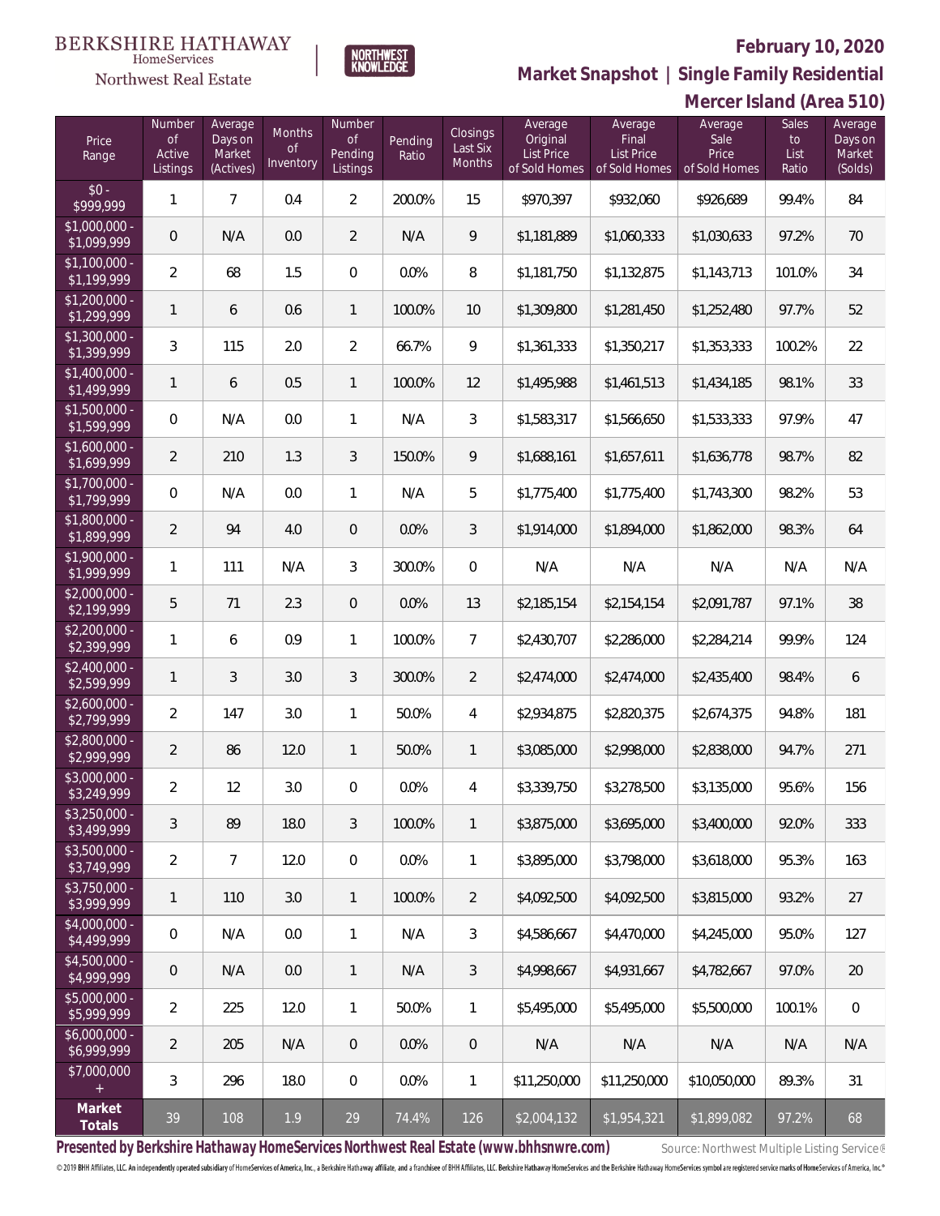BERKSHIRE HATHAWAY HomeServices

Northwest Real Estate

NORTHWEST KNOWLEDGE

**February 10, 2020**

**Market Snapshot | Single Family Residential**

**Mercer Island (Area 510)**

| Price Range | Number of Active Listings | Average Days on Market (Actives) | Months of Inventory | Number of Pending Listings | Pending Ratio | Closings Last Six Months | Average Original List Price of Sold Homes | Average Final List Price of Sold Homes | Average Sale Price of Sold Homes | Sales to List Ratio | Average Days on Market (Solds) |
|---|---|---|---|---|---|---|---|---|---|---|---|
| $0 - $999,999 | 1 | 7 | 0.4 | 2 | 200.0% | 15 | $970,397 | $932,060 | $926,689 | 99.4% | 84 |
| $1,000,000 - $1,099,999 | 0 | N/A | 0.0 | 2 | N/A | 9 | $1,181,889 | $1,060,333 | $1,030,633 | 97.2% | 70 |
| $1,100,000 - $1,199,999 | 2 | 68 | 1.5 | 0 | 0.0% | 8 | $1,181,750 | $1,132,875 | $1,143,713 | 101.0% | 34 |
| $1,200,000 - $1,299,999 | 1 | 6 | 0.6 | 1 | 100.0% | 10 | $1,309,800 | $1,281,450 | $1,252,480 | 97.7% | 52 |
| $1,300,000 - $1,399,999 | 3 | 115 | 2.0 | 2 | 66.7% | 9 | $1,361,333 | $1,350,217 | $1,353,333 | 100.2% | 22 |
| $1,400,000 - $1,499,999 | 1 | 6 | 0.5 | 1 | 100.0% | 12 | $1,495,988 | $1,461,513 | $1,434,185 | 98.1% | 33 |
| $1,500,000 - $1,599,999 | 0 | N/A | 0.0 | 1 | N/A | 3 | $1,583,317 | $1,566,650 | $1,533,333 | 97.9% | 47 |
| $1,600,000 - $1,699,999 | 2 | 210 | 1.3 | 3 | 150.0% | 9 | $1,688,161 | $1,657,611 | $1,636,778 | 98.7% | 82 |
| $1,700,000 - $1,799,999 | 0 | N/A | 0.0 | 1 | N/A | 5 | $1,775,400 | $1,775,400 | $1,743,300 | 98.2% | 53 |
| $1,800,000 - $1,899,999 | 2 | 94 | 4.0 | 0 | 0.0% | 3 | $1,914,000 | $1,894,000 | $1,862,000 | 98.3% | 64 |
| $1,900,000 - $1,999,999 | 1 | 111 | N/A | 3 | 300.0% | 0 | N/A | N/A | N/A | N/A | N/A |
| $2,000,000 - $2,199,999 | 5 | 71 | 2.3 | 0 | 0.0% | 13 | $2,185,154 | $2,154,154 | $2,091,787 | 97.1% | 38 |
| $2,200,000 - $2,399,999 | 1 | 6 | 0.9 | 1 | 100.0% | 7 | $2,430,707 | $2,286,000 | $2,284,214 | 99.9% | 124 |
| $2,400,000 - $2,599,999 | 1 | 3 | 3.0 | 3 | 300.0% | 2 | $2,474,000 | $2,474,000 | $2,435,400 | 98.4% | 6 |
| $2,600,000 - $2,799,999 | 2 | 147 | 3.0 | 1 | 50.0% | 4 | $2,934,875 | $2,820,375 | $2,674,375 | 94.8% | 181 |
| $2,800,000 - $2,999,999 | 2 | 86 | 12.0 | 1 | 50.0% | 1 | $3,085,000 | $2,998,000 | $2,838,000 | 94.7% | 271 |
| $3,000,000 - $3,249,999 | 2 | 12 | 3.0 | 0 | 0.0% | 4 | $3,339,750 | $3,278,500 | $3,135,000 | 95.6% | 156 |
| $3,250,000 - $3,499,999 | 3 | 89 | 18.0 | 3 | 100.0% | 1 | $3,875,000 | $3,695,000 | $3,400,000 | 92.0% | 333 |
| $3,500,000 - $3,749,999 | 2 | 7 | 12.0 | 0 | 0.0% | 1 | $3,895,000 | $3,798,000 | $3,618,000 | 95.3% | 163 |
| $3,750,000 - $3,999,999 | 1 | 110 | 3.0 | 1 | 100.0% | 2 | $4,092,500 | $4,092,500 | $3,815,000 | 93.2% | 27 |
| $4,000,000 - $4,499,999 | 0 | N/A | 0.0 | 1 | N/A | 3 | $4,586,667 | $4,470,000 | $4,245,000 | 95.0% | 127 |
| $4,500,000 - $4,999,999 | 0 | N/A | 0.0 | 1 | N/A | 3 | $4,998,667 | $4,931,667 | $4,782,667 | 97.0% | 20 |
| $5,000,000 - $5,999,999 | 2 | 225 | 12.0 | 1 | 50.0% | 1 | $5,495,000 | $5,495,000 | $5,500,000 | 100.1% | 0 |
| $6,000,000 - $6,999,999 | 2 | 205 | N/A | 0 | 0.0% | 0 | N/A | N/A | N/A | N/A | N/A |
| $7,000,000 + | 3 | 296 | 18.0 | 0 | 0.0% | 1 | $11,250,000 | $11,250,000 | $10,050,000 | 89.3% | 31 |
| **Market Totals** | 39 | 108 | 1.9 | 29 | 74.4% | 126 | $2,004,132 | $1,954,321 | $1,899,082 | 97.2% | 68 |

**Presented by Berkshire Hathaway HomeServices Northwest Real Estate (www.bhhsnwre.com)**

Source: Northwest Multiple Listing Service®

© 2019 BHH Affiliates, LLC. An independently operated subsidiary of HomeServices of America, Inc., a Berkshire Hathaway affiliate, and a franchisee of BHH Affiliates, LLC. Berkshire Hathaway HomeServices and the Berkshire Hathaway HomeServices symbol are registered service marks of HomeServices of America, Inc.®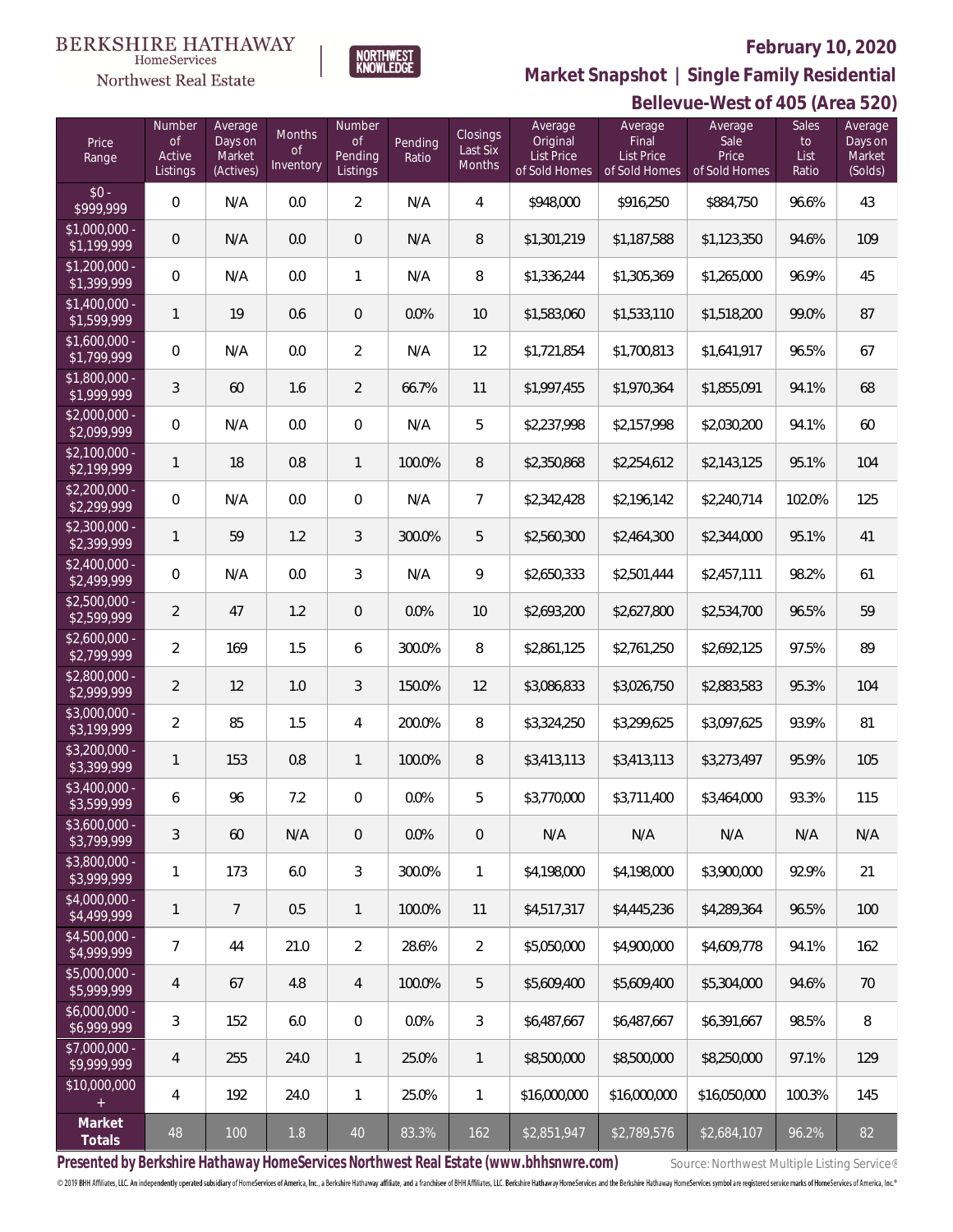BERKSHIRE HATHAWAY HomeServices Northwest Real Estate | NORTHWEST KNOWLEDGE

## February 10, 2020

## Market Snapshot | Single Family Residential

## Bellevue-West of 405 (Area 520)

| Price Range | Number of Active Listings | Average Days on Market (Actives) | Months of Inventory | Number of Pending Listings | Pending Ratio | Closings Last Six Months | Average Original List Price of Sold Homes | Average Final List Price of Sold Homes | Average Sale Price of Sold Homes | Sales to List Ratio | Average Days on Market (Solds) |
|---|---|---|---|---|---|---|---|---|---|---|---|
| $0 - $999,999 | 0 | N/A | 0.0 | 2 | N/A | 4 | $948,000 | $916,250 | $884,750 | 96.6% | 43 |
| $1,000,000 - $1,199,999 | 0 | N/A | 0.0 | 0 | N/A | 8 | $1,301,219 | $1,187,588 | $1,123,350 | 94.6% | 109 |
| $1,200,000 - $1,399,999 | 0 | N/A | 0.0 | 1 | N/A | 8 | $1,336,244 | $1,305,369 | $1,265,000 | 96.9% | 45 |
| $1,400,000 - $1,599,999 | 1 | 19 | 0.6 | 0 | 0.0% | 10 | $1,583,060 | $1,533,110 | $1,518,200 | 99.0% | 87 |
| $1,600,000 - $1,799,999 | 0 | N/A | 0.0 | 2 | N/A | 12 | $1,721,854 | $1,700,813 | $1,641,917 | 96.5% | 67 |
| $1,800,000 - $1,999,999 | 3 | 60 | 1.6 | 2 | 66.7% | 11 | $1,997,455 | $1,970,364 | $1,855,091 | 94.1% | 68 |
| $2,000,000 - $2,099,999 | 0 | N/A | 0.0 | 0 | N/A | 5 | $2,237,998 | $2,157,998 | $2,030,200 | 94.1% | 60 |
| $2,100,000 - $2,199,999 | 1 | 18 | 0.8 | 1 | 100.0% | 8 | $2,350,868 | $2,254,612 | $2,143,125 | 95.1% | 104 |
| $2,200,000 - $2,299,999 | 0 | N/A | 0.0 | 0 | N/A | 7 | $2,342,428 | $2,196,142 | $2,240,714 | 102.0% | 125 |
| $2,300,000 - $2,399,999 | 1 | 59 | 1.2 | 3 | 300.0% | 5 | $2,560,300 | $2,464,300 | $2,344,000 | 95.1% | 41 |
| $2,400,000 - $2,499,999 | 0 | N/A | 0.0 | 3 | N/A | 9 | $2,650,333 | $2,501,444 | $2,457,111 | 98.2% | 61 |
| $2,500,000 - $2,599,999 | 2 | 47 | 1.2 | 0 | 0.0% | 10 | $2,693,200 | $2,627,800 | $2,534,700 | 96.5% | 59 |
| $2,600,000 - $2,799,999 | 2 | 169 | 1.5 | 6 | 300.0% | 8 | $2,861,125 | $2,761,250 | $2,692,125 | 97.5% | 89 |
| $2,800,000 - $2,999,999 | 2 | 12 | 1.0 | 3 | 150.0% | 12 | $3,086,833 | $3,026,750 | $2,883,583 | 95.3% | 104 |
| $3,000,000 - $3,199,999 | 2 | 85 | 1.5 | 4 | 200.0% | 8 | $3,324,250 | $3,299,625 | $3,097,625 | 93.9% | 81 |
| $3,200,000 - $3,399,999 | 1 | 153 | 0.8 | 1 | 100.0% | 8 | $3,413,113 | $3,413,113 | $3,273,497 | 95.9% | 105 |
| $3,400,000 - $3,599,999 | 6 | 96 | 7.2 | 0 | 0.0% | 5 | $3,770,000 | $3,711,400 | $3,464,000 | 93.3% | 115 |
| $3,600,000 - $3,799,999 | 3 | 60 | N/A | 0 | 0.0% | 0 | N/A | N/A | N/A | N/A | N/A |
| $3,800,000 - $3,999,999 | 1 | 173 | 6.0 | 3 | 300.0% | 1 | $4,198,000 | $4,198,000 | $3,900,000 | 92.9% | 21 |
| $4,000,000 - $4,499,999 | 1 | 7 | 0.5 | 1 | 100.0% | 11 | $4,517,317 | $4,445,236 | $4,289,364 | 96.5% | 100 |
| $4,500,000 - $4,999,999 | 7 | 44 | 21.0 | 2 | 28.6% | 2 | $5,050,000 | $4,900,000 | $4,609,778 | 94.1% | 162 |
| $5,000,000 - $5,999,999 | 4 | 67 | 4.8 | 4 | 100.0% | 5 | $5,609,400 | $5,609,400 | $5,304,000 | 94.6% | 70 |
| $6,000,000 - $6,999,999 | 3 | 152 | 6.0 | 0 | 0.0% | 3 | $6,487,667 | $6,487,667 | $6,391,667 | 98.5% | 8 |
| $7,000,000 - $9,999,999 | 4 | 255 | 24.0 | 1 | 25.0% | 1 | $8,500,000 | $8,500,000 | $8,250,000 | 97.1% | 129 |
| $10,000,000 + | 4 | 192 | 24.0 | 1 | 25.0% | 1 | $16,000,000 | $16,000,000 | $16,050,000 | 100.3% | 145 |
| **Market Totals** | 48 | 100 | 1.8 | 40 | 83.3% | 162 | $2,851,947 | $2,789,576 | $2,684,107 | 96.2% | 82 |

**Presented by Berkshire Hathaway HomeServices Northwest Real Estate (www.bhhsnwre.com)**

Source: Northwest Multiple Listing Service®

© 2019 BHH Affiliates, LLC. An independently operated subsidiary of HomeServices of America, Inc., a Berkshire Hathaway affiliate, and a franchisee of BHH Affiliates, LLC. Berkshire Hathaway HomeServices and the Berkshire Hathaway HomeServices symbol are registered service marks of HomeServices of America, Inc.®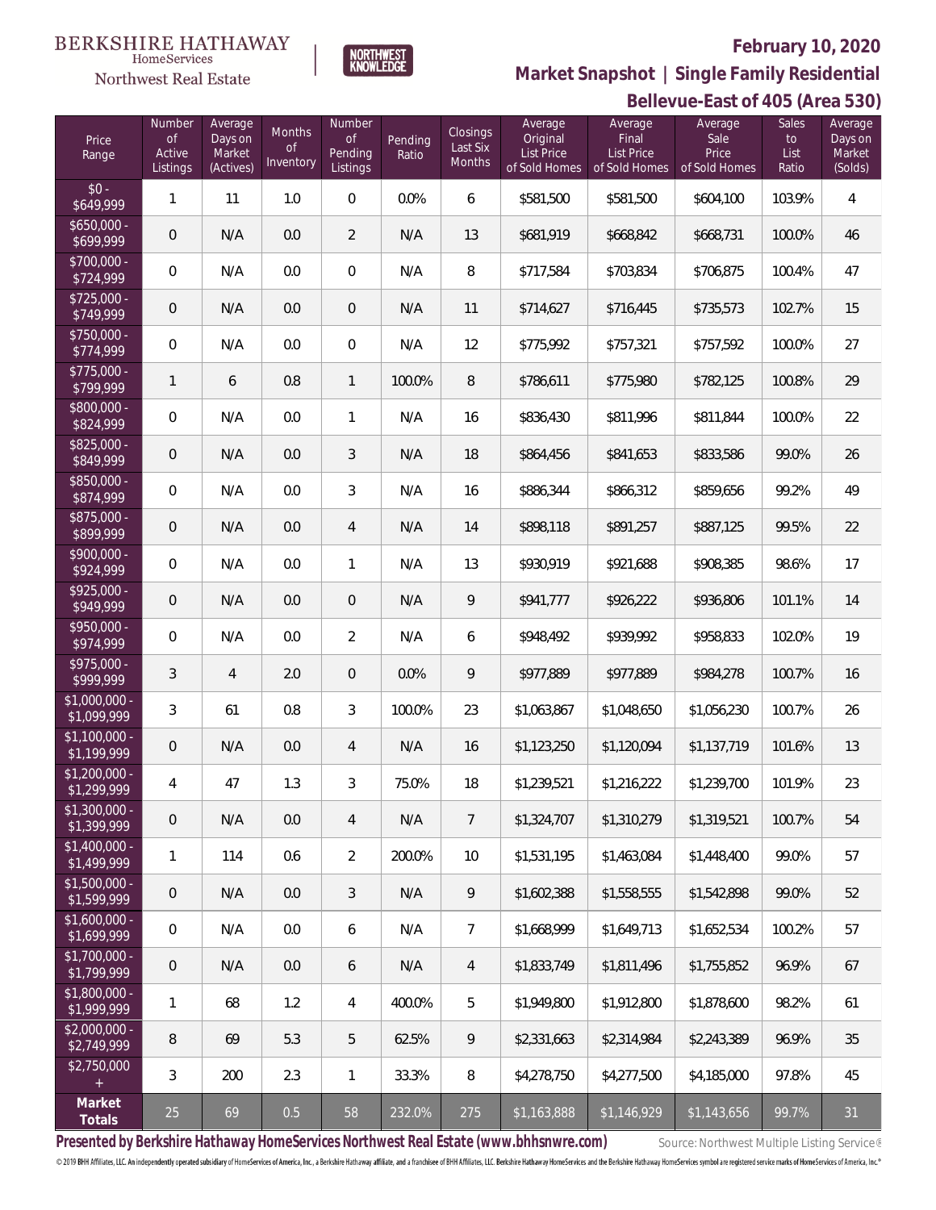BERKSHIRE HATHAWAY HomeServices Northwest Real Estate

NORTHWEST KNOWLEDGE

## February 10, 2020

## Market Snapshot | Single Family Residential

## Bellevue-East of 405 (Area 530)

| Price Range | Number of Active Listings | Average Days on Market (Actives) | Months of Inventory | Number of Pending Listings | Pending Ratio | Closings Last Six Months | Average Original List Price of Sold Homes | Average Final List Price of Sold Homes | Average Sale Price of Sold Homes | Sales to List Ratio | Average Days on Market (Solds) |
|---|---|---|---|---|---|---|---|---|---|---|---|
| $0 - $649,999 | 1 | 11 | 1.0 | 0 | 0.0% | 6 | $581,500 | $581,500 | $604,100 | 103.9% | 4 |
| $650,000 - $699,999 | 0 | N/A | 0.0 | 2 | N/A | 13 | $681,919 | $668,842 | $668,731 | 100.0% | 46 |
| $700,000 - $724,999 | 0 | N/A | 0.0 | 0 | N/A | 8 | $717,584 | $703,834 | $706,875 | 100.4% | 47 |
| $725,000 - $749,999 | 0 | N/A | 0.0 | 0 | N/A | 11 | $714,627 | $716,445 | $735,573 | 102.7% | 15 |
| $750,000 - $774,999 | 0 | N/A | 0.0 | 0 | N/A | 12 | $775,992 | $757,321 | $757,592 | 100.0% | 27 |
| $775,000 - $799,999 | 1 | 6 | 0.8 | 1 | 100.0% | 8 | $786,611 | $775,980 | $782,125 | 100.8% | 29 |
| $800,000 - $824,999 | 0 | N/A | 0.0 | 1 | N/A | 16 | $836,430 | $811,996 | $811,844 | 100.0% | 22 |
| $825,000 - $849,999 | 0 | N/A | 0.0 | 3 | N/A | 18 | $864,456 | $841,653 | $833,586 | 99.0% | 26 |
| $850,000 - $874,999 | 0 | N/A | 0.0 | 3 | N/A | 16 | $886,344 | $866,312 | $859,656 | 99.2% | 49 |
| $875,000 - $899,999 | 0 | N/A | 0.0 | 4 | N/A | 14 | $898,118 | $891,257 | $887,125 | 99.5% | 22 |
| $900,000 - $924,999 | 0 | N/A | 0.0 | 1 | N/A | 13 | $930,919 | $921,688 | $908,385 | 98.6% | 17 |
| $925,000 - $949,999 | 0 | N/A | 0.0 | 0 | N/A | 9 | $941,777 | $926,222 | $936,806 | 101.1% | 14 |
| $950,000 - $974,999 | 0 | N/A | 0.0 | 2 | N/A | 6 | $948,492 | $939,992 | $958,833 | 102.0% | 19 |
| $975,000 - $999,999 | 3 | 4 | 2.0 | 0 | 0.0% | 9 | $977,889 | $977,889 | $984,278 | 100.7% | 16 |
| $1,000,000 - $1,099,999 | 3 | 61 | 0.8 | 3 | 100.0% | 23 | $1,063,867 | $1,048,650 | $1,056,230 | 100.7% | 26 |
| $1,100,000 - $1,199,999 | 0 | N/A | 0.0 | 4 | N/A | 16 | $1,123,250 | $1,120,094 | $1,137,719 | 101.6% | 13 |
| $1,200,000 - $1,299,999 | 4 | 47 | 1.3 | 3 | 75.0% | 18 | $1,239,521 | $1,216,222 | $1,239,700 | 101.9% | 23 |
| $1,300,000 - $1,399,999 | 0 | N/A | 0.0 | 4 | N/A | 7 | $1,324,707 | $1,310,279 | $1,319,521 | 100.7% | 54 |
| $1,400,000 - $1,499,999 | 1 | 114 | 0.6 | 2 | 200.0% | 10 | $1,531,195 | $1,463,084 | $1,448,400 | 99.0% | 57 |
| $1,500,000 - $1,599,999 | 0 | N/A | 0.0 | 3 | N/A | 9 | $1,602,388 | $1,558,555 | $1,542,898 | 99.0% | 52 |
| $1,600,000 - $1,699,999 | 0 | N/A | 0.0 | 6 | N/A | 7 | $1,668,999 | $1,649,713 | $1,652,534 | 100.2% | 57 |
| $1,700,000 - $1,799,999 | 0 | N/A | 0.0 | 6 | N/A | 4 | $1,833,749 | $1,811,496 | $1,755,852 | 96.9% | 67 |
| $1,800,000 - $1,999,999 | 1 | 68 | 1.2 | 4 | 400.0% | 5 | $1,949,800 | $1,912,800 | $1,878,600 | 98.2% | 61 |
| $2,000,000 - $2,749,999 | 8 | 69 | 5.3 | 5 | 62.5% | 9 | $2,331,663 | $2,314,984 | $2,243,389 | 96.9% | 35 |
| $2,750,000 + | 3 | 200 | 2.3 | 1 | 33.3% | 8 | $4,278,750 | $4,277,500 | $4,185,000 | 97.8% | 45 |
| **Market Totals** | 25 | 69 | 0.5 | 58 | 232.0% | 275 | $1,163,888 | $1,146,929 | $1,143,656 | 99.7% | 31 |

**Presented by Berkshire Hathaway HomeServices Northwest Real Estate (www.bhhsnwre.com)**

Source: Northwest Multiple Listing Service®

© 2019 BHH Affiliates, LLC. An independently operated subsidiary of HomeServices of America, Inc., a Berkshire Hathaway affiliate, and a franchisee of BHH Affiliates, LLC. Berkshire Hathaway HomeServices and the Berkshire Hathaway HomeServices symbol are registered service marks of HomeServices of America, Inc.®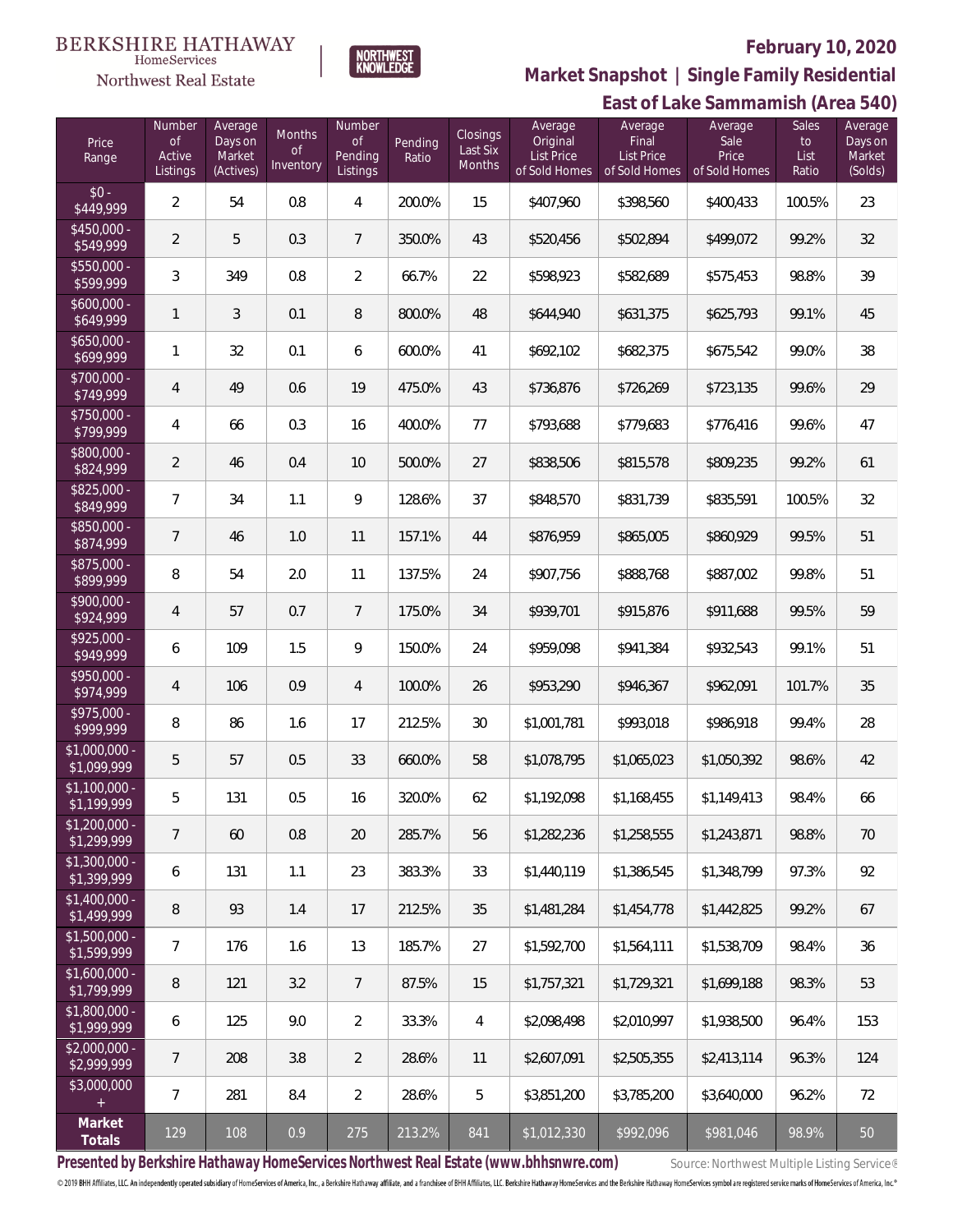BERKSHIRE HATHAWAY HomeServices Northwest Real Estate

NORTHWEST KNOWLEDGE

**February 10, 2020**

**Market Snapshot | Single Family Residential**

**East of Lake Sammamish (Area 540)**

| Price Range | Number of Active Listings | Average Days on Market (Actives) | Months of Inventory | Number of Pending Listings | Pending Ratio | Closings Last Six Months | Average Original List Price of Sold Homes | Average Final List Price of Sold Homes | Average Sale Price of Sold Homes | Sales to List Ratio | Average Days on Market (Solds) |
|---|---|---|---|---|---|---|---|---|---|---|---|
| $0 - $449,999 | 2 | 54 | 0.8 | 4 | 200.0% | 15 | $407,960 | $398,560 | $400,433 | 100.5% | 23 |
| $450,000 - $549,999 | 2 | 5 | 0.3 | 7 | 350.0% | 43 | $520,456 | $502,894 | $499,072 | 99.2% | 32 |
| $550,000 - $599,999 | 3 | 349 | 0.8 | 2 | 66.7% | 22 | $598,923 | $582,689 | $575,453 | 98.8% | 39 |
| $600,000 - $649,999 | 1 | 3 | 0.1 | 8 | 800.0% | 48 | $644,940 | $631,375 | $625,793 | 99.1% | 45 |
| $650,000 - $699,999 | 1 | 32 | 0.1 | 6 | 600.0% | 41 | $692,102 | $682,375 | $675,542 | 99.0% | 38 |
| $700,000 - $749,999 | 4 | 49 | 0.6 | 19 | 475.0% | 43 | $736,876 | $726,269 | $723,135 | 99.6% | 29 |
| $750,000 - $799,999 | 4 | 66 | 0.3 | 16 | 400.0% | 77 | $793,688 | $779,683 | $776,416 | 99.6% | 47 |
| $800,000 - $824,999 | 2 | 46 | 0.4 | 10 | 500.0% | 27 | $838,506 | $815,578 | $809,235 | 99.2% | 61 |
| $825,000 - $849,999 | 7 | 34 | 1.1 | 9 | 128.6% | 37 | $848,570 | $831,739 | $835,591 | 100.5% | 32 |
| $850,000 - $874,999 | 7 | 46 | 1.0 | 11 | 157.1% | 44 | $876,959 | $865,005 | $860,929 | 99.5% | 51 |
| $875,000 - $899,999 | 8 | 54 | 2.0 | 11 | 137.5% | 24 | $907,756 | $888,768 | $887,002 | 99.8% | 51 |
| $900,000 - $924,999 | 4 | 57 | 0.7 | 7 | 175.0% | 34 | $939,701 | $915,876 | $911,688 | 99.5% | 59 |
| $925,000 - $949,999 | 6 | 109 | 1.5 | 9 | 150.0% | 24 | $959,098 | $941,384 | $932,543 | 99.1% | 51 |
| $950,000 - $974,999 | 4 | 106 | 0.9 | 4 | 100.0% | 26 | $953,290 | $946,367 | $962,091 | 101.7% | 35 |
| $975,000 - $999,999 | 8 | 86 | 1.6 | 17 | 212.5% | 30 | $1,001,781 | $993,018 | $986,918 | 99.4% | 28 |
| $1,000,000 - $1,099,999 | 5 | 57 | 0.5 | 33 | 660.0% | 58 | $1,078,795 | $1,065,023 | $1,050,392 | 98.6% | 42 |
| $1,100,000 - $1,199,999 | 5 | 131 | 0.5 | 16 | 320.0% | 62 | $1,192,098 | $1,168,455 | $1,149,413 | 98.4% | 66 |
| $1,200,000 - $1,299,999 | 7 | 60 | 0.8 | 20 | 285.7% | 56 | $1,282,236 | $1,258,555 | $1,243,871 | 98.8% | 70 |
| $1,300,000 - $1,399,999 | 6 | 131 | 1.1 | 23 | 383.3% | 33 | $1,440,119 | $1,386,545 | $1,348,799 | 97.3% | 92 |
| $1,400,000 - $1,499,999 | 8 | 93 | 1.4 | 17 | 212.5% | 35 | $1,481,284 | $1,454,778 | $1,442,825 | 99.2% | 67 |
| $1,500,000 - $1,599,999 | 7 | 176 | 1.6 | 13 | 185.7% | 27 | $1,592,700 | $1,564,111 | $1,538,709 | 98.4% | 36 |
| $1,600,000 - $1,799,999 | 8 | 121 | 3.2 | 7 | 87.5% | 15 | $1,757,321 | $1,729,321 | $1,699,188 | 98.3% | 53 |
| $1,800,000 - $1,999,999 | 6 | 125 | 9.0 | 2 | 33.3% | 4 | $2,098,498 | $2,010,997 | $1,938,500 | 96.4% | 153 |
| $2,000,000 - $2,999,999 | 7 | 208 | 3.8 | 2 | 28.6% | 11 | $2,607,091 | $2,505,355 | $2,413,114 | 96.3% | 124 |
| $3,000,000 + | 7 | 281 | 8.4 | 2 | 28.6% | 5 | $3,851,200 | $3,785,200 | $3,640,000 | 96.2% | 72 |
| **Market Totals** | 129 | 108 | 0.9 | 275 | 213.2% | 841 | $1,012,330 | $992,096 | $981,046 | 98.9% | 50 |

**Presented by Berkshire Hathaway HomeServices Northwest Real Estate (www.bhhsnwre.com)**

Source: Northwest Multiple Listing Service®

© 2019 BHH Affiliates, LLC. An independently operated subsidiary of HomeServices of America, Inc., a Berkshire Hathaway affiliate, and a franchisee of BHH Affiliates, LLC. Berkshire Hathaway HomeServices and the Berkshire Hathaway HomeServices symbol are registered service marks of HomeServices of America, Inc.®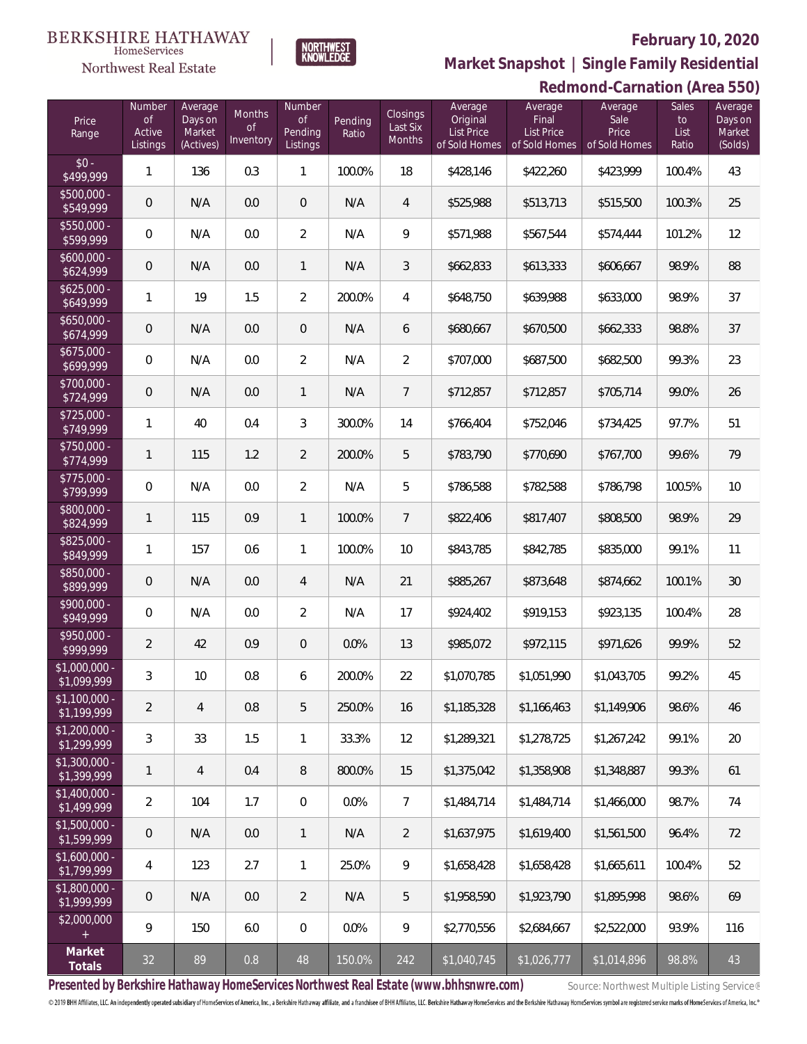BERKSHIRE HATHAWAY HomeServices Northwest Real Estate

NORTHWEST KNOWLEDGE

## February 10, 2020

## Market Snapshot | Single Family Residential

## Redmond-Carnation (Area 550)

| Price Range | Number of Active Listings | Average Days on Market (Actives) | Months of Inventory | Number of Pending Listings | Pending Ratio | Closings Last Six Months | Average Original List Price of Sold Homes | Average Final List Price of Sold Homes | Average Sale Price of Sold Homes | Sales to List Ratio | Average Days on Market (Solds) |
|---|---|---|---|---|---|---|---|---|---|---|---|
| $0 - $499,999 | 1 | 136 | 0.3 | 1 | 100.0% | 18 | $428,146 | $422,260 | $423,999 | 100.4% | 43 |
| $500,000 - $549,999 | 0 | N/A | 0.0 | 0 | N/A | 4 | $525,988 | $513,713 | $515,500 | 100.3% | 25 |
| $550,000 - $599,999 | 0 | N/A | 0.0 | 2 | N/A | 9 | $571,988 | $567,544 | $574,444 | 101.2% | 12 |
| $600,000 - $624,999 | 0 | N/A | 0.0 | 1 | N/A | 3 | $662,833 | $613,333 | $606,667 | 98.9% | 88 |
| $625,000 - $649,999 | 1 | 19 | 1.5 | 2 | 200.0% | 4 | $648,750 | $639,988 | $633,000 | 98.9% | 37 |
| $650,000 - $674,999 | 0 | N/A | 0.0 | 0 | N/A | 6 | $680,667 | $670,500 | $662,333 | 98.8% | 37 |
| $675,000 - $699,999 | 0 | N/A | 0.0 | 2 | N/A | 2 | $707,000 | $687,500 | $682,500 | 99.3% | 23 |
| $700,000 - $724,999 | 0 | N/A | 0.0 | 1 | N/A | 7 | $712,857 | $712,857 | $705,714 | 99.0% | 26 |
| $725,000 - $749,999 | 1 | 40 | 0.4 | 3 | 300.0% | 14 | $766,404 | $752,046 | $734,425 | 97.7% | 51 |
| $750,000 - $774,999 | 1 | 115 | 1.2 | 2 | 200.0% | 5 | $783,790 | $770,690 | $767,700 | 99.6% | 79 |
| $775,000 - $799,999 | 0 | N/A | 0.0 | 2 | N/A | 5 | $786,588 | $782,588 | $786,798 | 100.5% | 10 |
| $800,000 - $824,999 | 1 | 115 | 0.9 | 1 | 100.0% | 7 | $822,406 | $817,407 | $808,500 | 98.9% | 29 |
| $825,000 - $849,999 | 1 | 157 | 0.6 | 1 | 100.0% | 10 | $843,785 | $842,785 | $835,000 | 99.1% | 11 |
| $850,000 - $899,999 | 0 | N/A | 0.0 | 4 | N/A | 21 | $885,267 | $873,648 | $874,662 | 100.1% | 30 |
| $900,000 - $949,999 | 0 | N/A | 0.0 | 2 | N/A | 17 | $924,402 | $919,153 | $923,135 | 100.4% | 28 |
| $950,000 - $999,999 | 2 | 42 | 0.9 | 0 | 0.0% | 13 | $985,072 | $972,115 | $971,626 | 99.9% | 52 |
| $1,000,000 - $1,099,999 | 3 | 10 | 0.8 | 6 | 200.0% | 22 | $1,070,785 | $1,051,990 | $1,043,705 | 99.2% | 45 |
| $1,100,000 - $1,199,999 | 2 | 4 | 0.8 | 5 | 250.0% | 16 | $1,185,328 | $1,166,463 | $1,149,906 | 98.6% | 46 |
| $1,200,000 - $1,299,999 | 3 | 33 | 1.5 | 1 | 33.3% | 12 | $1,289,321 | $1,278,725 | $1,267,242 | 99.1% | 20 |
| $1,300,000 - $1,399,999 | 1 | 4 | 0.4 | 8 | 800.0% | 15 | $1,375,042 | $1,358,908 | $1,348,887 | 99.3% | 61 |
| $1,400,000 - $1,499,999 | 2 | 104 | 1.7 | 0 | 0.0% | 7 | $1,484,714 | $1,484,714 | $1,466,000 | 98.7% | 74 |
| $1,500,000 - $1,599,999 | 0 | N/A | 0.0 | 1 | N/A | 2 | $1,637,975 | $1,619,400 | $1,561,500 | 96.4% | 72 |
| $1,600,000 - $1,799,999 | 4 | 123 | 2.7 | 1 | 25.0% | 9 | $1,658,428 | $1,658,428 | $1,665,611 | 100.4% | 52 |
| $1,800,000 - $1,999,999 | 0 | N/A | 0.0 | 2 | N/A | 5 | $1,958,590 | $1,923,790 | $1,895,998 | 98.6% | 69 |
| $2,000,000 + | 9 | 150 | 6.0 | 0 | 0.0% | 9 | $2,770,556 | $2,684,667 | $2,522,000 | 93.9% | 116 |
| **Market Totals** | 32 | 89 | 0.8 | 48 | 150.0% | 242 | $1,040,745 | $1,026,777 | $1,014,896 | 98.8% | 43 |

**Presented by Berkshire Hathaway HomeServices Northwest Real Estate (www.bhhsnwre.com)**

Source: Northwest Multiple Listing Service®

© 2019 BHH Affiliates, LLC. An independently operated subsidiary of HomeServices of America, Inc., a Berkshire Hathaway affiliate, and a franchisee of BHH Affiliates, LLC. Berkshire Hathaway HomeServices and the Berkshire Hathaway HomeServices symbol are registered service marks of HomeServices of America, Inc.®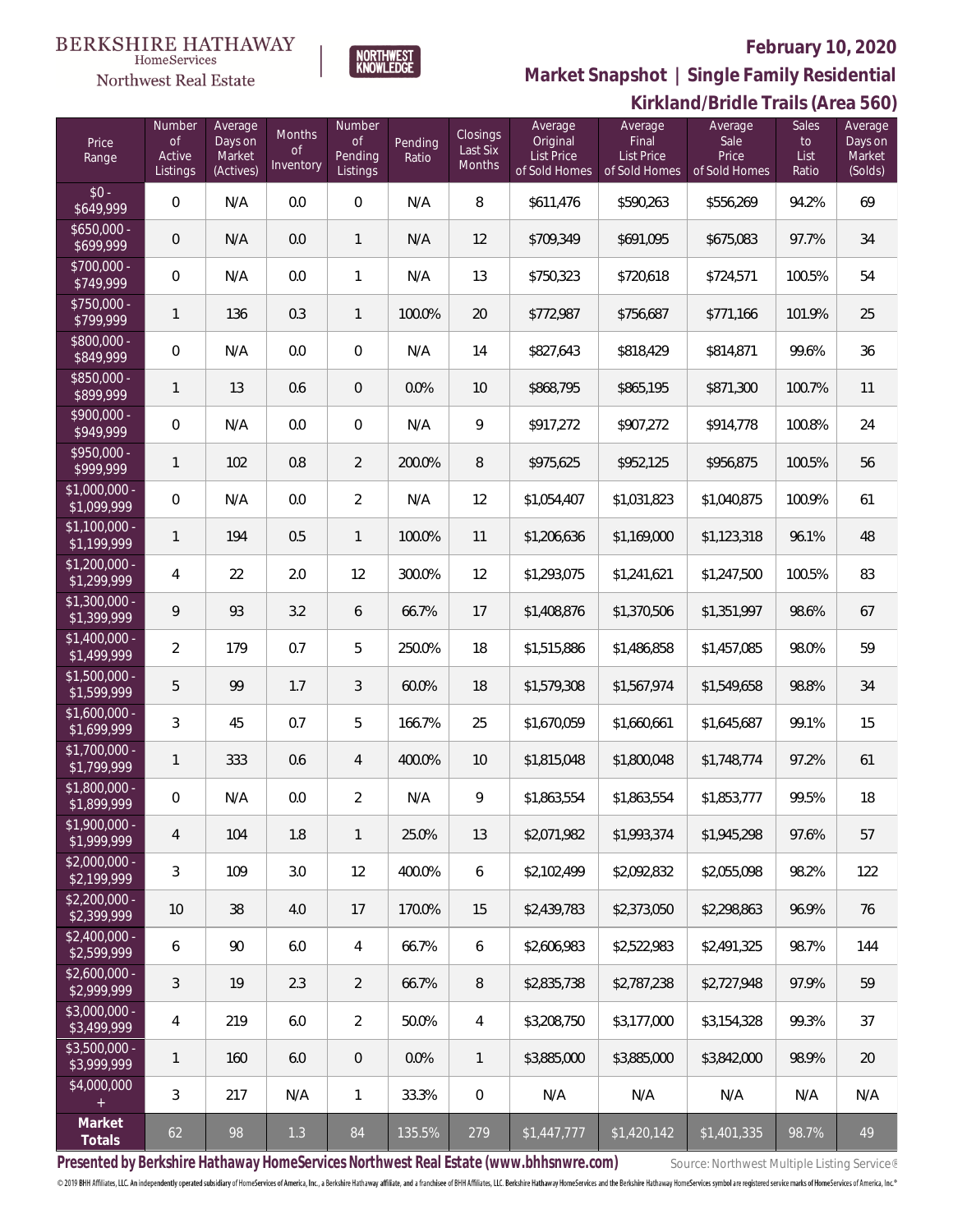BERKSHIRE HATHAWAY HomeServices Northwest Real Estate

NORTHWEST KNOWLEDGE

## February 10, 2020

## Market Snapshot | Single Family Residential

## Kirkland/Bridle Trails (Area 560)

| Price Range | Number of Active Listings | Average Days on Market (Actives) | Months of Inventory | Number of Pending Listings | Pending Ratio | Closings Last Six Months | Average Original List Price of Sold Homes | Average Final List Price of Sold Homes | Average Sale Price of Sold Homes | Sales to List Ratio | Average Days on Market (Solds) |
|---|---|---|---|---|---|---|---|---|---|---|---|
| $0 - $649,999 | 0 | N/A | 0.0 | 0 | N/A | 8 | $611,476 | $590,263 | $556,269 | 94.2% | 69 |
| $650,000 - $699,999 | 0 | N/A | 0.0 | 1 | N/A | 12 | $709,349 | $691,095 | $675,083 | 97.7% | 34 |
| $700,000 - $749,999 | 0 | N/A | 0.0 | 1 | N/A | 13 | $750,323 | $720,618 | $724,571 | 100.5% | 54 |
| $750,000 - $799,999 | 1 | 136 | 0.3 | 1 | 100.0% | 20 | $772,987 | $756,687 | $771,166 | 101.9% | 25 |
| $800,000 - $849,999 | 0 | N/A | 0.0 | 0 | N/A | 14 | $827,643 | $818,429 | $814,871 | 99.6% | 36 |
| $850,000 - $899,999 | 1 | 13 | 0.6 | 0 | 0.0% | 10 | $868,795 | $865,195 | $871,300 | 100.7% | 11 |
| $900,000 - $949,999 | 0 | N/A | 0.0 | 0 | N/A | 9 | $917,272 | $907,272 | $914,778 | 100.8% | 24 |
| $950,000 - $999,999 | 1 | 102 | 0.8 | 2 | 200.0% | 8 | $975,625 | $952,125 | $956,875 | 100.5% | 56 |
| $1,000,000 - $1,099,999 | 0 | N/A | 0.0 | 2 | N/A | 12 | $1,054,407 | $1,031,823 | $1,040,875 | 100.9% | 61 |
| $1,100,000 - $1,199,999 | 1 | 194 | 0.5 | 1 | 100.0% | 11 | $1,206,636 | $1,169,000 | $1,123,318 | 96.1% | 48 |
| $1,200,000 - $1,299,999 | 4 | 22 | 2.0 | 12 | 300.0% | 12 | $1,293,075 | $1,241,621 | $1,247,500 | 100.5% | 83 |
| $1,300,000 - $1,399,999 | 9 | 93 | 3.2 | 6 | 66.7% | 17 | $1,408,876 | $1,370,506 | $1,351,997 | 98.6% | 67 |
| $1,400,000 - $1,499,999 | 2 | 179 | 0.7 | 5 | 250.0% | 18 | $1,515,886 | $1,486,858 | $1,457,085 | 98.0% | 59 |
| $1,500,000 - $1,599,999 | 5 | 99 | 1.7 | 3 | 60.0% | 18 | $1,579,308 | $1,567,974 | $1,549,658 | 98.8% | 34 |
| $1,600,000 - $1,699,999 | 3 | 45 | 0.7 | 5 | 166.7% | 25 | $1,670,059 | $1,660,661 | $1,645,687 | 99.1% | 15 |
| $1,700,000 - $1,799,999 | 1 | 333 | 0.6 | 4 | 400.0% | 10 | $1,815,048 | $1,800,048 | $1,748,774 | 97.2% | 61 |
| $1,800,000 - $1,899,999 | 0 | N/A | 0.0 | 2 | N/A | 9 | $1,863,554 | $1,863,554 | $1,853,777 | 99.5% | 18 |
| $1,900,000 - $1,999,999 | 4 | 104 | 1.8 | 1 | 25.0% | 13 | $2,071,982 | $1,993,374 | $1,945,298 | 97.6% | 57 |
| $2,000,000 - $2,199,999 | 3 | 109 | 3.0 | 12 | 400.0% | 6 | $2,102,499 | $2,092,832 | $2,055,098 | 98.2% | 122 |
| $2,200,000 - $2,399,999 | 10 | 38 | 4.0 | 17 | 170.0% | 15 | $2,439,783 | $2,373,050 | $2,298,863 | 96.9% | 76 |
| $2,400,000 - $2,599,999 | 6 | 90 | 6.0 | 4 | 66.7% | 6 | $2,606,983 | $2,522,983 | $2,491,325 | 98.7% | 144 |
| $2,600,000 - $2,999,999 | 3 | 19 | 2.3 | 2 | 66.7% | 8 | $2,835,738 | $2,787,238 | $2,727,948 | 97.9% | 59 |
| $3,000,000 - $3,499,999 | 4 | 219 | 6.0 | 2 | 50.0% | 4 | $3,208,750 | $3,177,000 | $3,154,328 | 99.3% | 37 |
| $3,500,000 - $3,999,999 | 1 | 160 | 6.0 | 0 | 0.0% | 1 | $3,885,000 | $3,885,000 | $3,842,000 | 98.9% | 20 |
| $4,000,000 + | 3 | 217 | N/A | 1 | 33.3% | 0 | N/A | N/A | N/A | N/A | N/A |
| **Market Totals** | 62 | 98 | 1.3 | 84 | 135.5% | 279 | $1,447,777 | $1,420,142 | $1,401,335 | 98.7% | 49 |

**Presented by Berkshire Hathaway HomeServices Northwest Real Estate (www.bhhsnwre.com)**

Source: Northwest Multiple Listing Service®

© 2019 BHH Affiliates, LLC. An independently operated subsidiary of HomeServices of America, Inc., a Berkshire Hathaway affiliate, and a franchisee of BHH Affiliates, LLC. Berkshire Hathaway HomeServices and the Berkshire Hathaway HomeServices symbol are registered service marks of HomeServices of America, Inc.®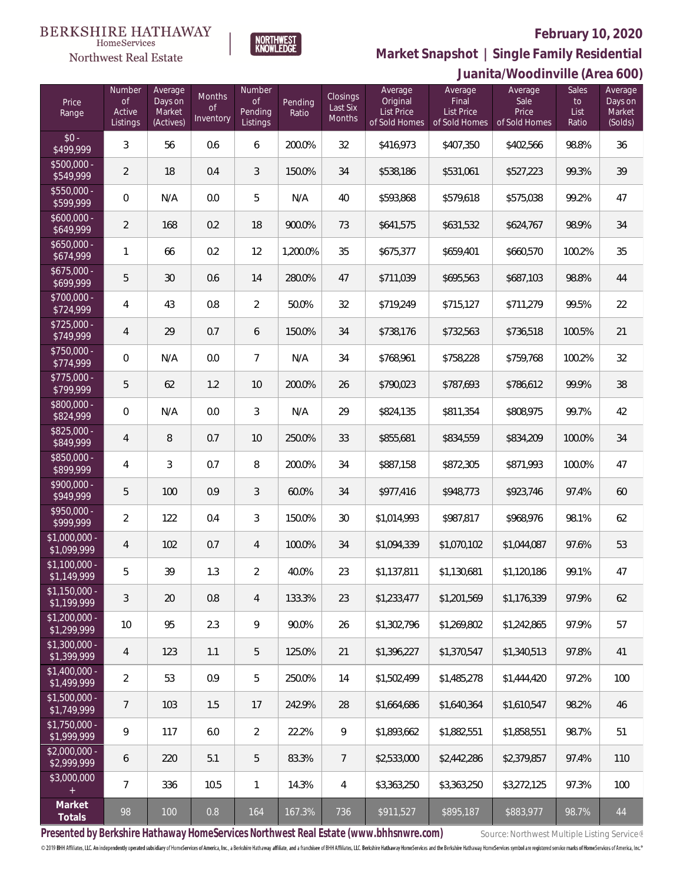BERKSHIRE HATHAWAY HomeServices

Northwest Real Estate

NORTHWEST KNOWLEDGE

**February 10, 2020**

**Market Snapshot | Single Family Residential**

**Juanita/Woodinville (Area 600)**

| Price Range | Number of Active Listings | Average Days on Market (Actives) | Months of Inventory | Number of Pending Listings | Pending Ratio | Closings Last Six Months | Average Original List Price of Sold Homes | Average Final List Price of Sold Homes | Average Sale Price of Sold Homes | Sales to List Ratio | Average Days on Market (Solds) |
|---|---|---|---|---|---|---|---|---|---|---|---|
| $0 - $499,999 | 3 | 56 | 0.6 | 6 | 200.0% | 32 | $416,973 | $407,350 | $402,566 | 98.8% | 36 |
| $500,000 - $549,999 | 2 | 18 | 0.4 | 3 | 150.0% | 34 | $538,186 | $531,061 | $527,223 | 99.3% | 39 |
| $550,000 - $599,999 | 0 | N/A | 0.0 | 5 | N/A | 40 | $593,868 | $579,618 | $575,038 | 99.2% | 47 |
| $600,000 - $649,999 | 2 | 168 | 0.2 | 18 | 900.0% | 73 | $641,575 | $631,532 | $624,767 | 98.9% | 34 |
| $650,000 - $674,999 | 1 | 66 | 0.2 | 12 | 1,200.0% | 35 | $675,377 | $659,401 | $660,570 | 100.2% | 35 |
| $675,000 - $699,999 | 5 | 30 | 0.6 | 14 | 280.0% | 47 | $711,039 | $695,563 | $687,103 | 98.8% | 44 |
| $700,000 - $724,999 | 4 | 43 | 0.8 | 2 | 50.0% | 32 | $719,249 | $715,127 | $711,279 | 99.5% | 22 |
| $725,000 - $749,999 | 4 | 29 | 0.7 | 6 | 150.0% | 34 | $738,176 | $732,563 | $736,518 | 100.5% | 21 |
| $750,000 - $774,999 | 0 | N/A | 0.0 | 7 | N/A | 34 | $768,961 | $758,228 | $759,768 | 100.2% | 32 |
| $775,000 - $799,999 | 5 | 62 | 1.2 | 10 | 200.0% | 26 | $790,023 | $787,693 | $786,612 | 99.9% | 38 |
| $800,000 - $824,999 | 0 | N/A | 0.0 | 3 | N/A | 29 | $824,135 | $811,354 | $808,975 | 99.7% | 42 |
| $825,000 - $849,999 | 4 | 8 | 0.7 | 10 | 250.0% | 33 | $855,681 | $834,559 | $834,209 | 100.0% | 34 |
| $850,000 - $899,999 | 4 | 3 | 0.7 | 8 | 200.0% | 34 | $887,158 | $872,305 | $871,993 | 100.0% | 47 |
| $900,000 - $949,999 | 5 | 100 | 0.9 | 3 | 60.0% | 34 | $977,416 | $948,773 | $923,746 | 97.4% | 60 |
| $950,000 - $999,999 | 2 | 122 | 0.4 | 3 | 150.0% | 30 | $1,014,993 | $987,817 | $968,976 | 98.1% | 62 |
| $1,000,000 - $1,099,999 | 4 | 102 | 0.7 | 4 | 100.0% | 34 | $1,094,339 | $1,070,102 | $1,044,087 | 97.6% | 53 |
| $1,100,000 - $1,149,999 | 5 | 39 | 1.3 | 2 | 40.0% | 23 | $1,137,811 | $1,130,681 | $1,120,186 | 99.1% | 47 |
| $1,150,000 - $1,199,999 | 3 | 20 | 0.8 | 4 | 133.3% | 23 | $1,233,477 | $1,201,569 | $1,176,339 | 97.9% | 62 |
| $1,200,000 - $1,299,999 | 10 | 95 | 2.3 | 9 | 90.0% | 26 | $1,302,796 | $1,269,802 | $1,242,865 | 97.9% | 57 |
| $1,300,000 - $1,399,999 | 4 | 123 | 1.1 | 5 | 125.0% | 21 | $1,396,227 | $1,370,547 | $1,340,513 | 97.8% | 41 |
| $1,400,000 - $1,499,999 | 2 | 53 | 0.9 | 5 | 250.0% | 14 | $1,502,499 | $1,485,278 | $1,444,420 | 97.2% | 100 |
| $1,500,000 - $1,749,999 | 7 | 103 | 1.5 | 17 | 242.9% | 28 | $1,664,686 | $1,640,364 | $1,610,547 | 98.2% | 46 |
| $1,750,000 - $1,999,999 | 9 | 117 | 6.0 | 2 | 22.2% | 9 | $1,893,662 | $1,882,551 | $1,858,551 | 98.7% | 51 |
| $2,000,000 - $2,999,999 | 6 | 220 | 5.1 | 5 | 83.3% | 7 | $2,533,000 | $2,442,286 | $2,379,857 | 97.4% | 110 |
| $3,000,000 + | 7 | 336 | 10.5 | 1 | 14.3% | 4 | $3,363,250 | $3,363,250 | $3,272,125 | 97.3% | 100 |
| **Market Totals** | 98 | 100 | 0.8 | 164 | 167.3% | 736 | $911,527 | $895,187 | $883,977 | 98.7% | 44 |

**Presented by Berkshire Hathaway HomeServices Northwest Real Estate (www.bhhsnwre.com)**

Source: Northwest Multiple Listing Service®

© 2019 BHH Affiliates, LLC. An independently operated subsidiary of HomeServices of America, Inc., a Berkshire Hathaway affiliate, and a franchisee of BHH Affiliates, LLC. Berkshire Hathaway HomeServices and the Berkshire Hathaway HomeServices symbol are registered service marks of HomeServices of America, Inc.®